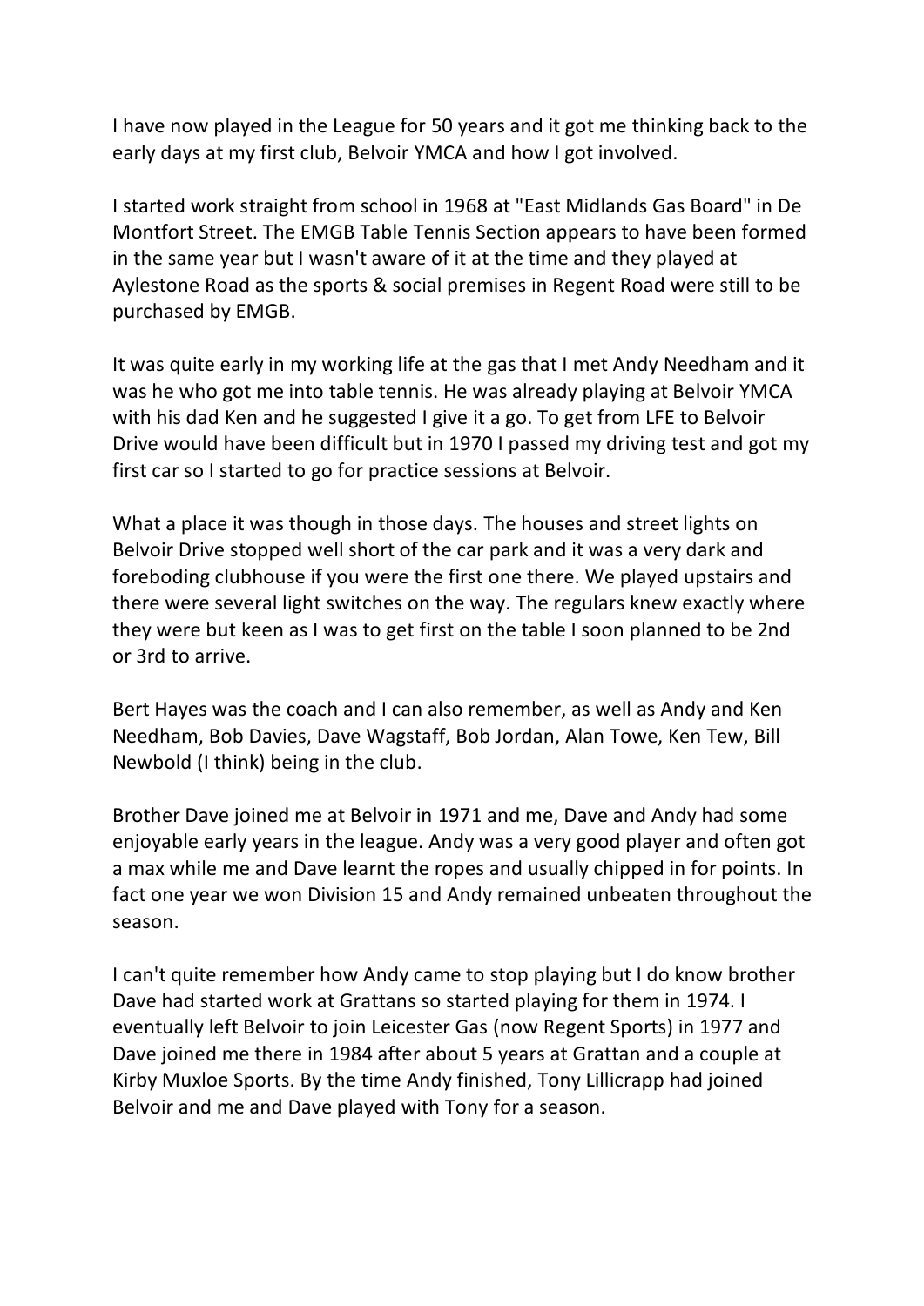I have now played in the League for 50 years and it got me thinking back to the early days at my first club, Belvoir YMCA and how I got involved.

I started work straight from school in 1968 at "East Midlands Gas Board" in De Montfort Street. The EMGB Table Tennis Section appears to have been formed in the same year but I wasn't aware of it at the time and they played at Aylestone Road as the sports & social premises in Regent Road were still to be purchased by EMGB.

It was quite early in my working life at the gas that I met Andy Needham and it was he who got me into table tennis. He was already playing at Belvoir YMCA with his dad Ken and he suggested I give it a go. To get from LFE to Belvoir Drive would have been difficult but in 1970 I passed my driving test and got my first car so I started to go for practice sessions at Belvoir.

What a place it was though in those days. The houses and street lights on Belvoir Drive stopped well short of the car park and it was a very dark and foreboding clubhouse if you were the first one there. We played upstairs and there were several light switches on the way. The regulars knew exactly where they were but keen as I was to get first on the table I soon planned to be 2nd or 3rd to arrive.

Bert Hayes was the coach and I can also remember, as well as Andy and Ken Needham, Bob Davies, Dave Wagstaff, Bob Jordan, Alan Towe, Ken Tew, Bill Newbold (I think) being in the club.

Brother Dave joined me at Belvoir in 1971 and me, Dave and Andy had some enjoyable early years in the league. Andy was a very good player and often got a max while me and Dave learnt the ropes and usually chipped in for points. In fact one year we won Division 15 and Andy remained unbeaten throughout the season.

I can't quite remember how Andy came to stop playing but I do know brother Dave had started work at Grattans so started playing for them in 1974. I eventually left Belvoir to join Leicester Gas (now Regent Sports) in 1977 and Dave joined me there in 1984 after about 5 years at Grattan and a couple at Kirby Muxloe Sports. By the time Andy finished, Tony Lillicrapp had joined Belvoir and me and Dave played with Tony for a season.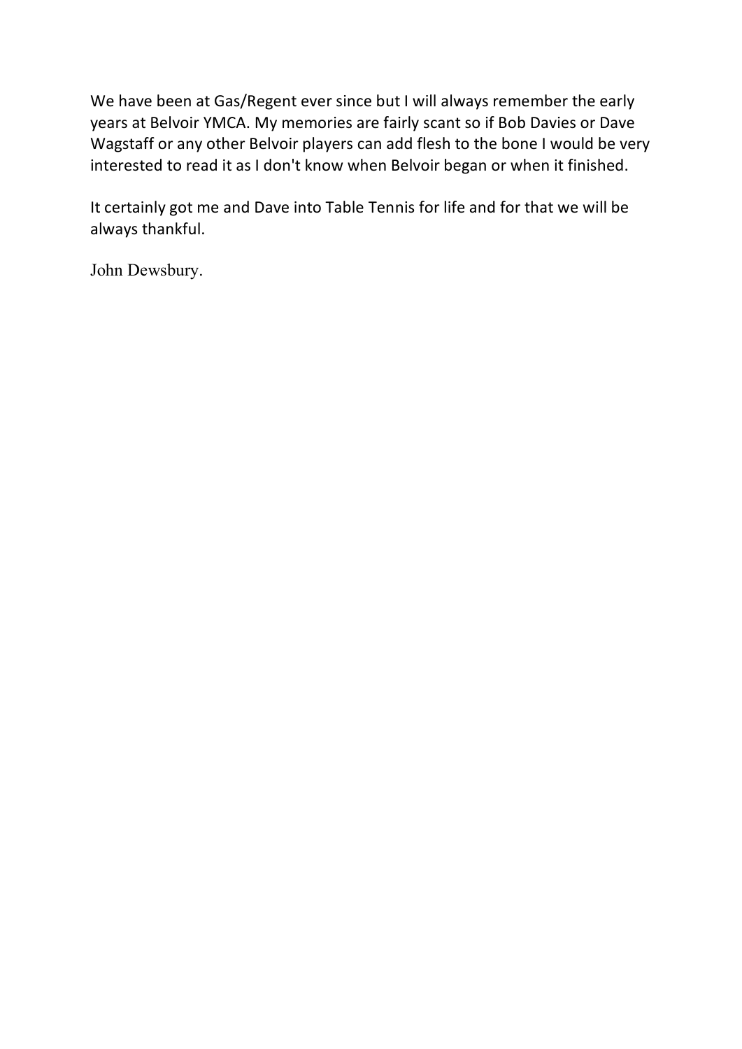We have been at Gas/Regent ever since but I will always remember the early years at Belvoir YMCA. My memories are fairly scant so if Bob Davies or Dave Wagstaff or any other Belvoir players can add flesh to the bone I would be very interested to read it as I don't know when Belvoir began or when it finished.

It certainly got me and Dave into Table Tennis for life and for that we will be always thankful.

John Dewsbury.